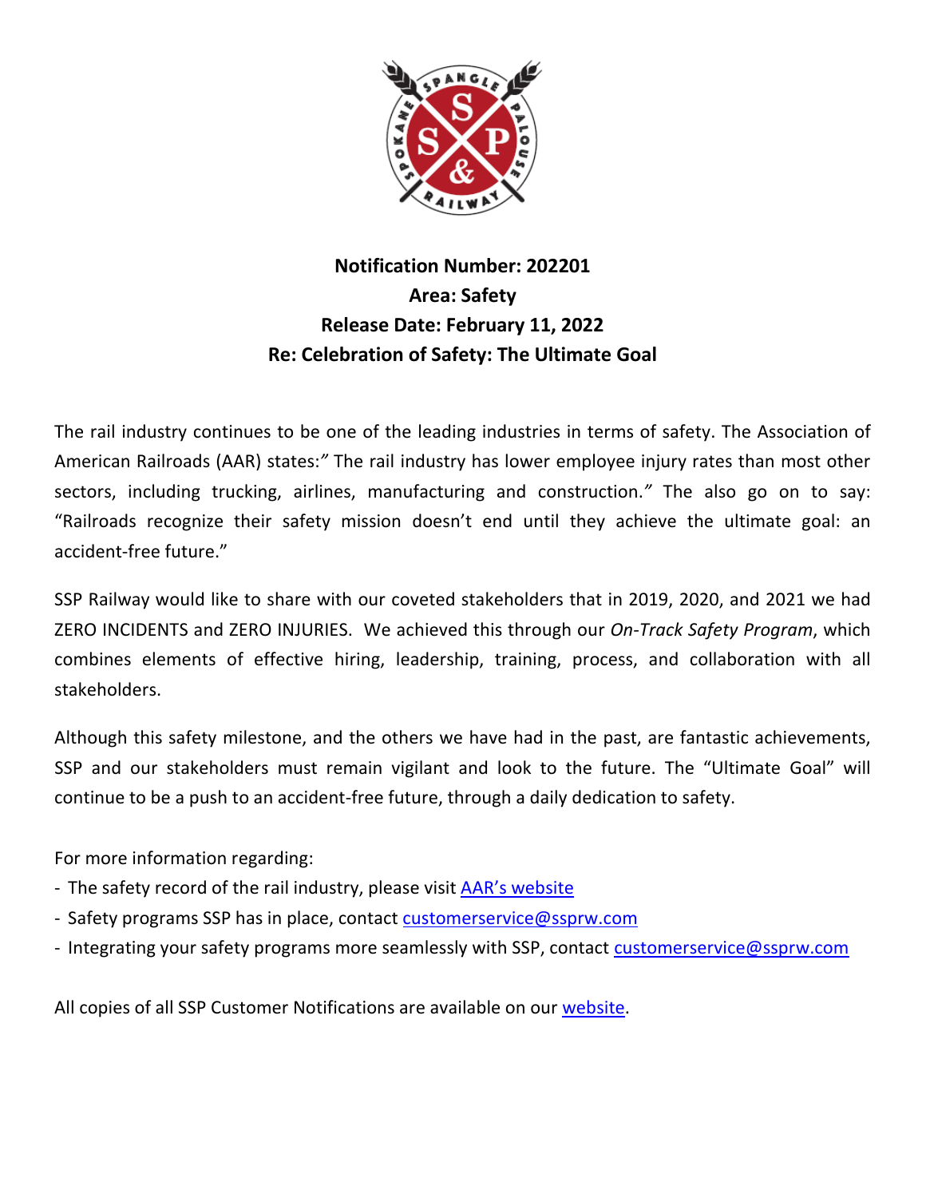**Notification Number: 202201**
**Area: Safety**
**Release Date: February 11, 2022**
**Re: Celebration of Safety: The Ultimate Goal**

The rail industry continues to be one of the leading industries in terms of safety. The Association of American Railroads (AAR) states:" The rail industry has lower employee injury rates than most other sectors, including trucking, airlines, manufacturing and construction." The also go on to say: "Railroads recognize their safety mission doesn't end until they achieve the ultimate goal: an accident-free future."

SSP Railway would like to share with our coveted stakeholders that in 2019, 2020, and 2021 we had ZERO INCIDENTS and ZERO INJURIES. We achieved this through our *On-Track Safety Program*, which combines elements of effective hiring, leadership, training, process, and collaboration with all stakeholders.

Although this safety milestone, and the others we have had in the past, are fantastic achievements, SSP and our stakeholders must remain vigilant and look to the future. The "Ultimate Goal" will continue to be a push to an accident-free future, through a daily dedication to safety.

For more information regarding:

- The safety record of the rail industry, please visit [AAR's website]()
- Safety programs SSP has in place, contact [customerservice@ssprw.com](mailto:customerservice@ssprw.com)
- Integrating your safety programs more seamlessly with SSP, contact [customerservice@ssprw.com](mailto:customerservice@ssprw.com)

All copies of all SSP Customer Notifications are available on our [website]().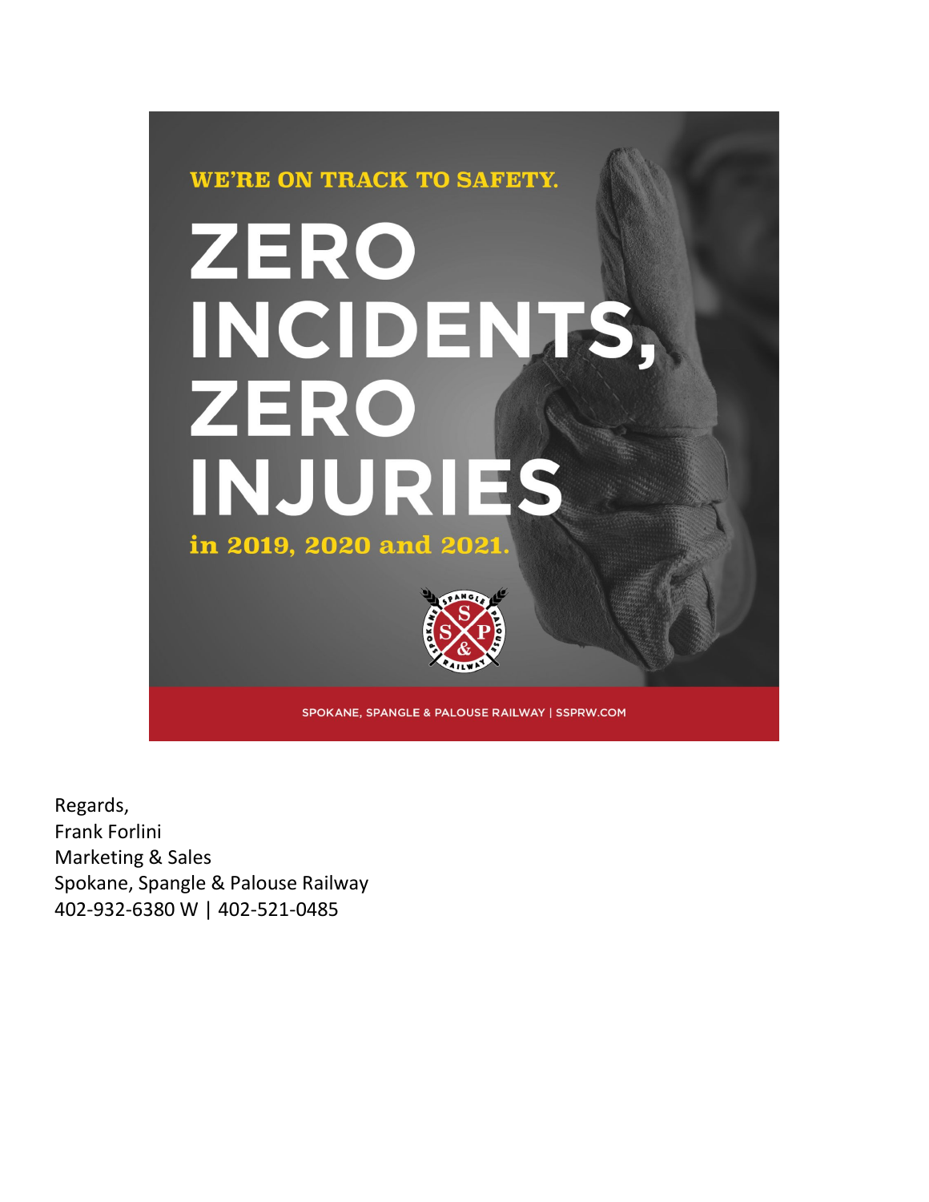WE'RE ON TRACK TO SAFETY.

# ZERO INCIDENTS, ZERO INJURIES

in 2019, 2020 and 2021.

SPOKANE, SPANGLE & PALOUSE RAILWAY | SSPRW.COM

Regards,
Frank Forlini
Marketing & Sales
Spokane, Spangle & Palouse Railway
402-932-6380 W | 402-521-0485